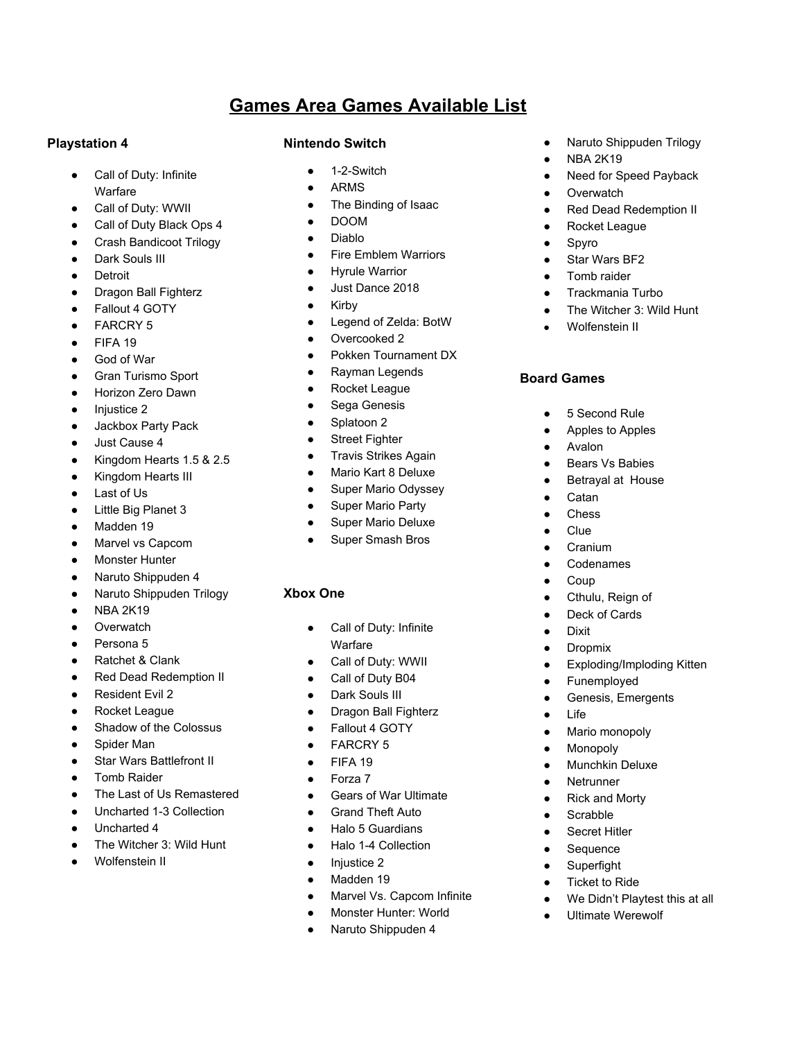# Games Area Games Available List

### Playstation 4

- Call of Duty: Infinite Warfare
- Call of Duty: WWII
- Call of Duty Black Ops 4
- Crash Bandicoot Trilogy
- Dark Souls III
- Detroit
- Dragon Ball Fighterz
- Fallout 4 GOTY
- FARCRY 5
- FIFA 19
- God of War
- Gran Turismo Sport
- Horizon Zero Dawn
- Injustice 2
- Jackbox Party Pack
- Just Cause 4
- Kingdom Hearts 1.5 & 2.5
- Kingdom Hearts III
- Last of Us
- Little Big Planet 3
- Madden 19
- Marvel vs Capcom
- Monster Hunter
- Naruto Shippuden 4
- Naruto Shippuden Trilogy
- NBA 2K19
- Overwatch
- Persona 5
- Ratchet & Clank
- Red Dead Redemption II
- Resident Evil 2
- Rocket League
- Shadow of the Colossus
- Spider Man
- Star Wars Battlefront II
- Tomb Raider
- The Last of Us Remastered
- Uncharted 1-3 Collection
- Uncharted 4
- The Witcher 3: Wild Hunt
- Wolfenstein II

### Nintendo Switch

- 1-2-Switch
- ARMS
- The Binding of Isaac
- DOOM
- Diablo
- Fire Emblem Warriors
- Hyrule Warrior
- Just Dance 2018
- Kirby
- Legend of Zelda: BotW
- Overcooked 2
- Pokken Tournament DX
- Rayman Legends
- Rocket League
- Sega Genesis
- Splatoon 2
- Street Fighter
- Travis Strikes Again
- Mario Kart 8 Deluxe
- Super Mario Odyssey
- Super Mario Party
- Super Mario Deluxe
- Super Smash Bros

### Xbox One

- Call of Duty: Infinite Warfare
- Call of Duty: WWII
- Call of Duty B04
- Dark Souls III
- Dragon Ball Fighterz
- Fallout 4 GOTY
- FARCRY 5
- FIFA 19
- Forza 7
- Gears of War Ultimate
- Grand Theft Auto
- Halo 5 Guardians
- Halo 1-4 Collection
- Injustice 2
- Madden 19
- Marvel Vs. Capcom Infinite
- Monster Hunter: World
- Naruto Shippuden 4
- Naruto Shippuden Trilogy
- NBA 2K19
- Need for Speed Payback
- Overwatch
- Red Dead Redemption II
- Rocket League
- Spyro
- Star Wars BF2
- Tomb raider
- Trackmania Turbo
- The Witcher 3: Wild Hunt
- Wolfenstein II

### Board Games

- 5 Second Rule
- Apples to Apples
- Avalon
- Bears Vs Babies
- Betrayal at  House
- Catan
- Chess
- Clue
- Cranium
- Codenames
- Coup
- Cthulu, Reign of
- Deck of Cards
- Dixit
- Dropmix
- Exploding/Imploding Kitten
- Funemployed
- Genesis, Emergents
- Life
- Mario monopoly
- Monopoly
- Munchkin Deluxe
- Netrunner
- Rick and Morty
- Scrabble
- Secret Hitler
- Sequence
- Superfight
- Ticket to Ride
- We Didn't Playtest this at all
- Ultimate Werewolf